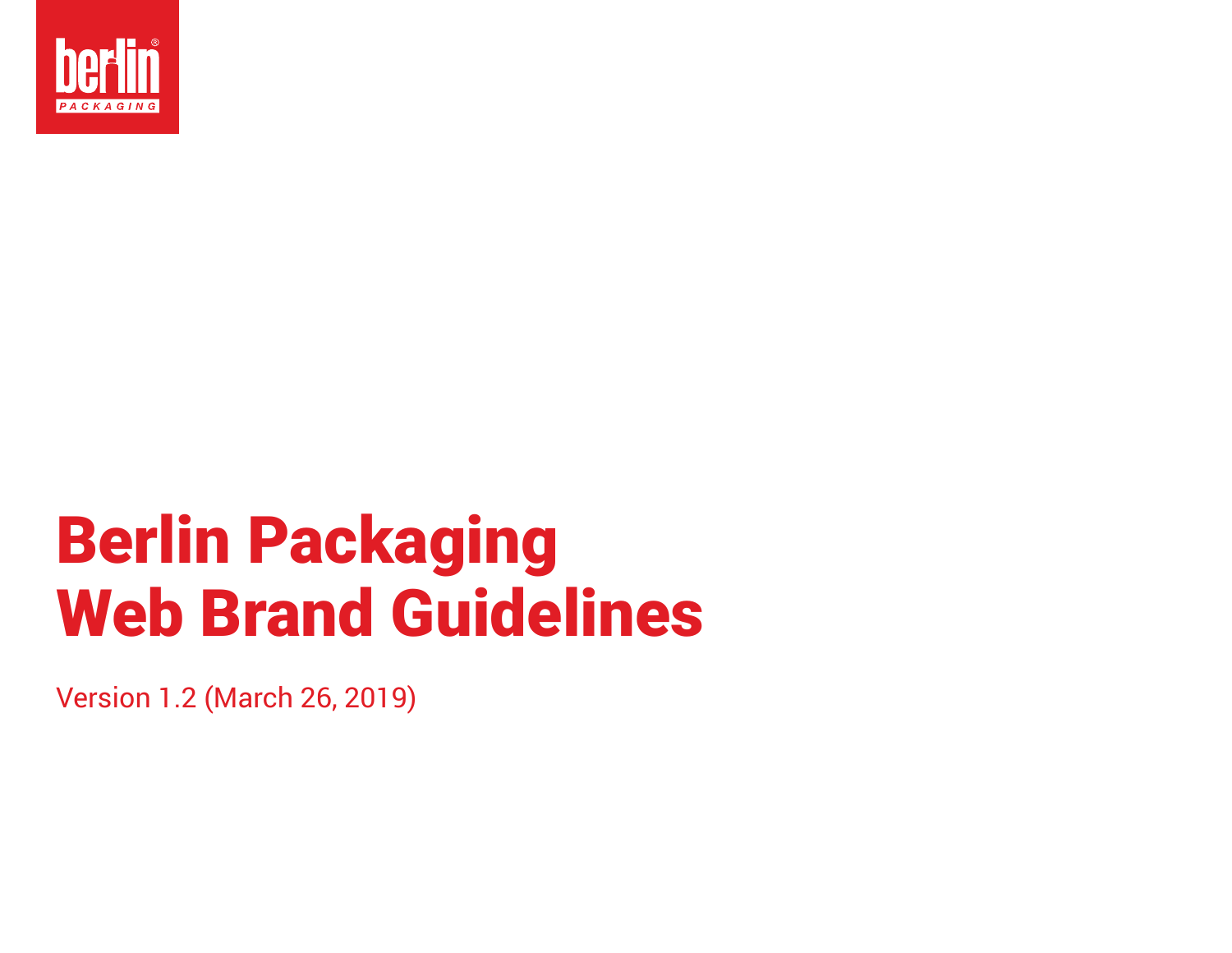# Berlin Packaging Web Brand Guidelines

Version 1.2 (March 26, 2019)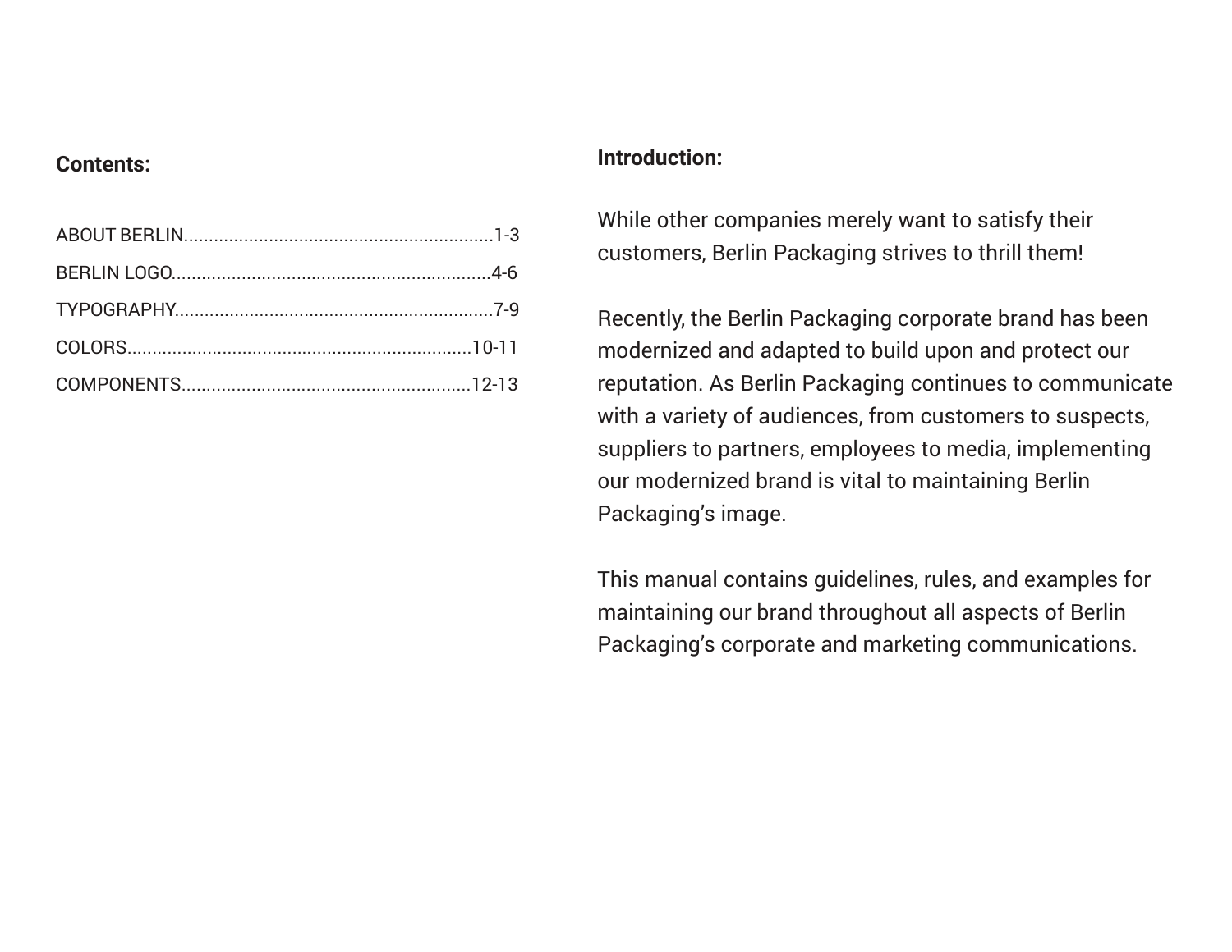**Contents:**

ABOUT BERLIN..............................................................1-3

BERLIN LOGO...............................................................4-6

TYPOGRAPHY...............................................................7-9

COLORS....................................................................10-11

COMPONENTS.........................................................12-13

**Introduction:**

While other companies merely want to satisfy their customers, Berlin Packaging strives to thrill them!

Recently, the Berlin Packaging corporate brand has been modernized and adapted to build upon and protect our reputation. As Berlin Packaging continues to communicate with a variety of audiences, from customers to suspects, suppliers to partners, employees to media, implementing our modernized brand is vital to maintaining Berlin Packaging's image.

This manual contains guidelines, rules, and examples for maintaining our brand throughout all aspects of Berlin Packaging's corporate and marketing communications.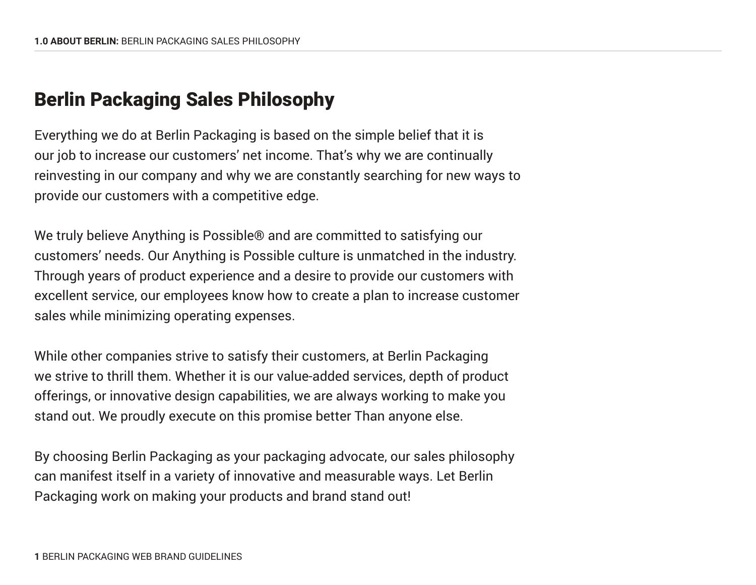# Berlin Packaging Sales Philosophy

Everything we do at Berlin Packaging is based on the simple belief that it is our job to increase our customers' net income. That's why we are continually reinvesting in our company and why we are constantly searching for new ways to provide our customers with a competitive edge.

We truly believe Anything is Possible® and are committed to satisfying our customers' needs. Our Anything is Possible culture is unmatched in the industry. Through years of product experience and a desire to provide our customers with excellent service, our employees know how to create a plan to increase customer sales while minimizing operating expenses.

While other companies strive to satisfy their customers, at Berlin Packaging we strive to thrill them. Whether it is our value-added services, depth of product offerings, or innovative design capabilities, we are always working to make you stand out. We proudly execute on this promise better Than anyone else.

By choosing Berlin Packaging as your packaging advocate, our sales philosophy can manifest itself in a variety of innovative and measurable ways. Let Berlin Packaging work on making your products and brand stand out!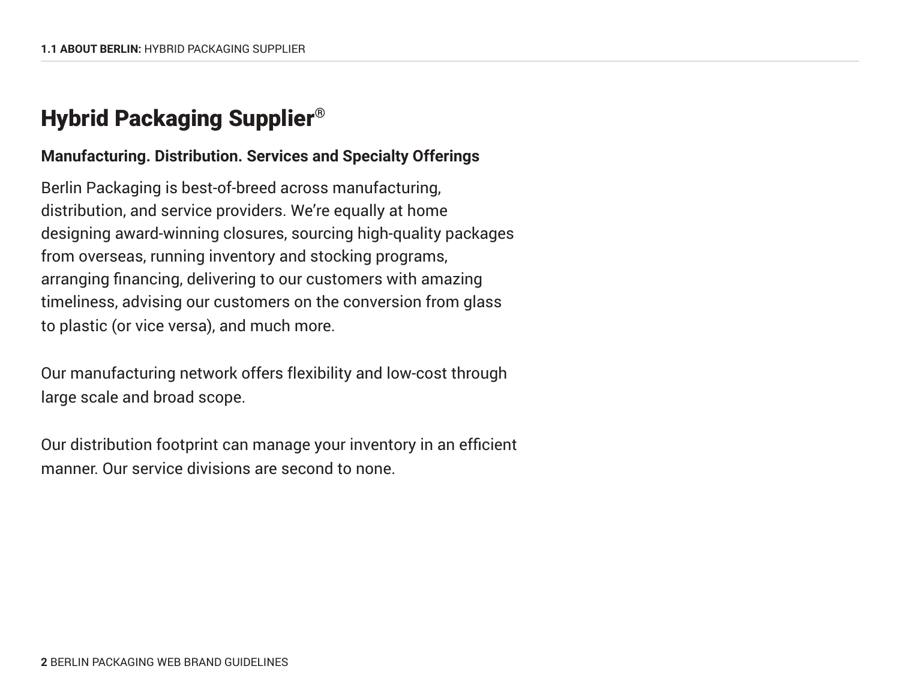# Hybrid Packaging Supplier®

**Manufacturing. Distribution. Services and Specialty Offerings**

Berlin Packaging is best-of-breed across manufacturing, distribution, and service providers. We're equally at home designing award-winning closures, sourcing high-quality packages from overseas, running inventory and stocking programs, arranging financing, delivering to our customers with amazing timeliness, advising our customers on the conversion from glass to plastic (or vice versa), and much more.

Our manufacturing network offers flexibility and low-cost through large scale and broad scope.

Our distribution footprint can manage your inventory in an efficient manner. Our service divisions are second to none.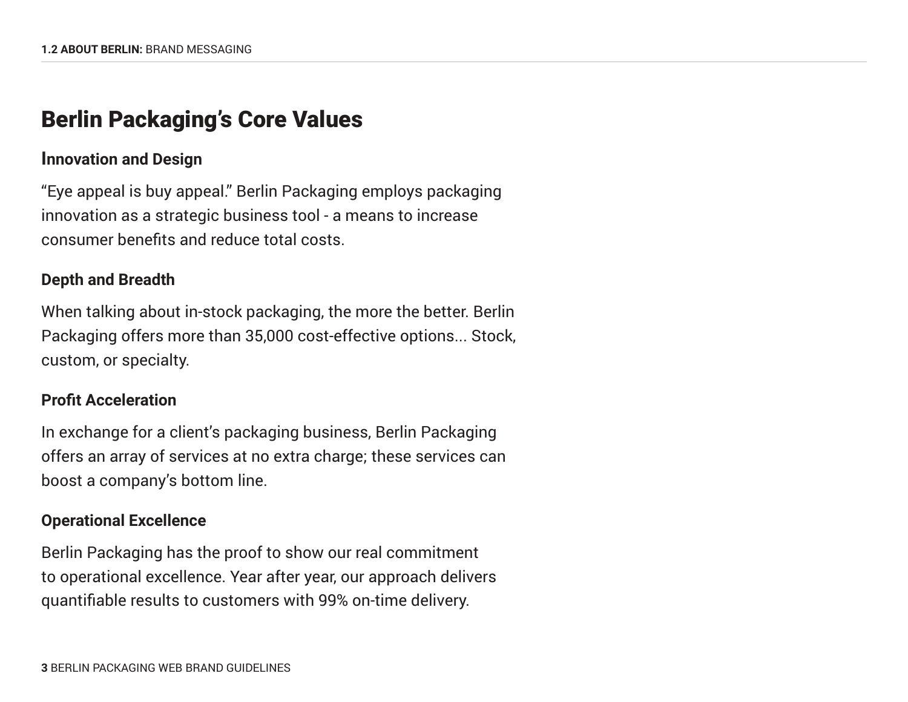# Berlin Packaging's Core Values

### Innovation and Design

"Eye appeal is buy appeal." Berlin Packaging employs packaging innovation as a strategic business tool - a means to increase consumer benefits and reduce total costs.

### Depth and Breadth

When talking about in-stock packaging, the more the better. Berlin Packaging offers more than 35,000 cost-effective options... Stock, custom, or specialty.

### Profit Acceleration

In exchange for a client's packaging business, Berlin Packaging offers an array of services at no extra charge; these services can boost a company's bottom line.

### Operational Excellence

Berlin Packaging has the proof to show our real commitment to operational excellence. Year after year, our approach delivers quantifiable results to customers with 99% on-time delivery.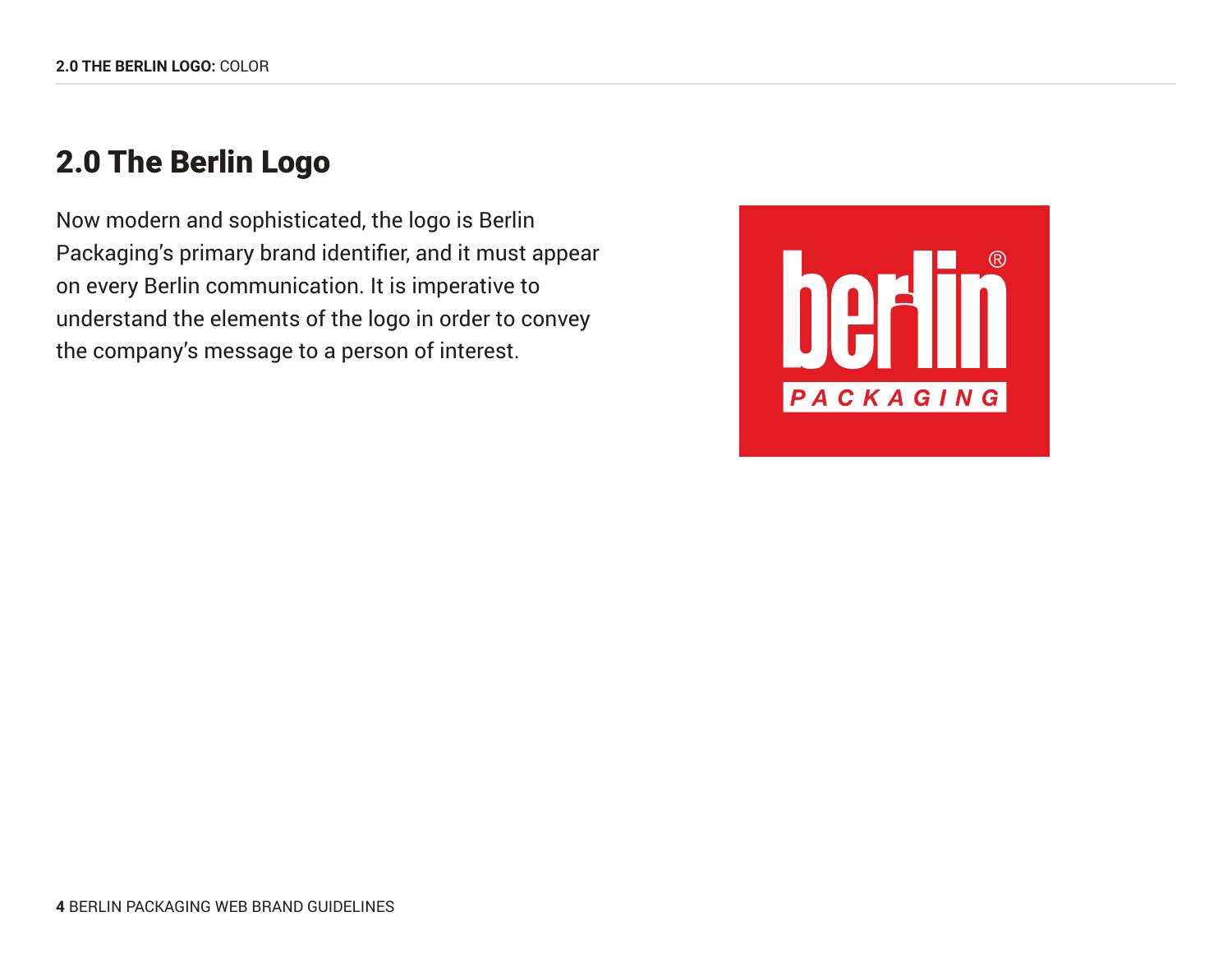## 2.0 The Berlin Logo

Now modern and sophisticated, the logo is Berlin Packaging's primary brand identifier, and it must appear on every Berlin communication. It is imperative to understand the elements of the logo in order to convey the company's message to a person of interest.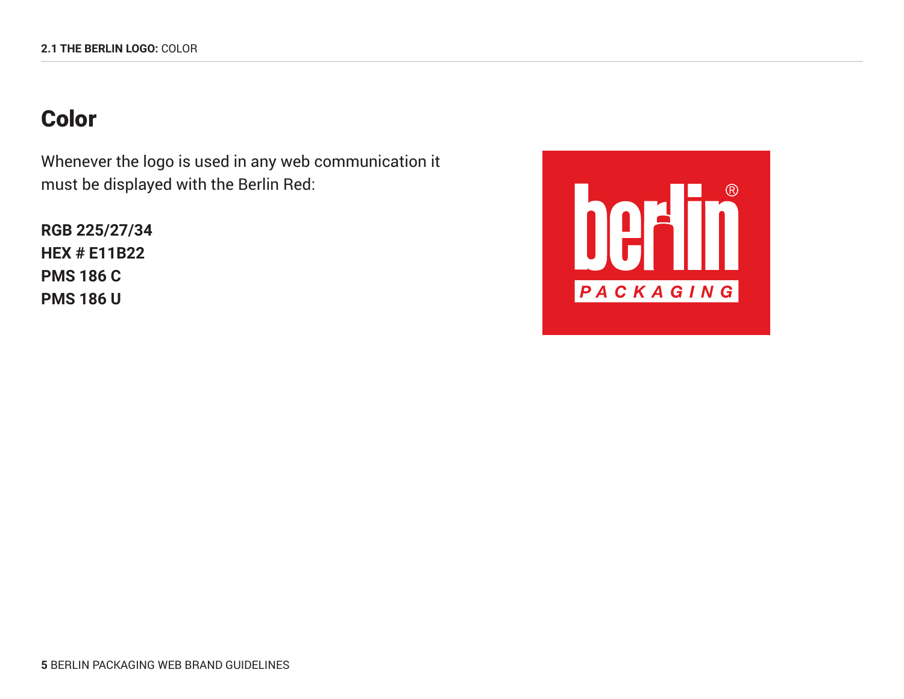# Color

Whenever the logo is used in any web communication it must be displayed with the Berlin Red:

**RGB 225/27/34**
**HEX # E11B22**
**PMS 186 C**
**PMS 186 U**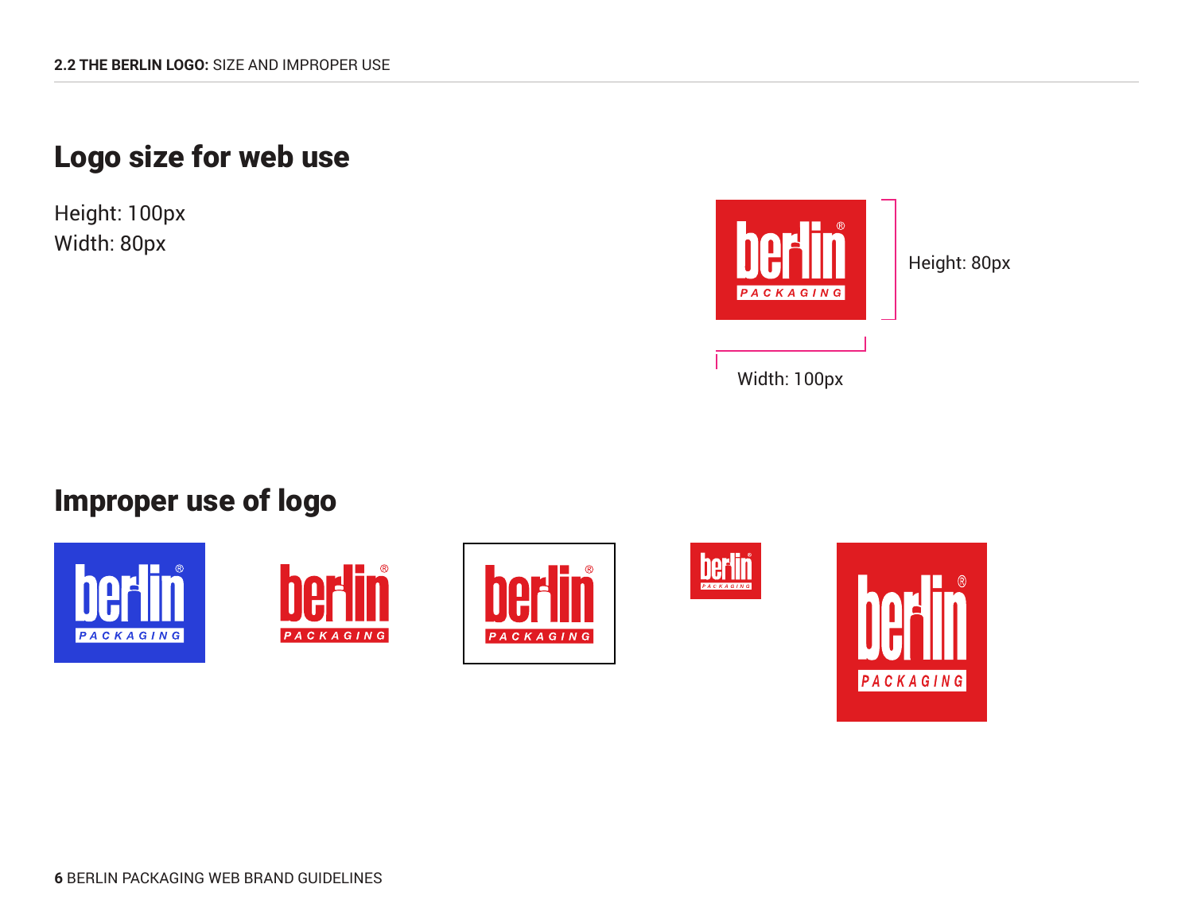## Logo size for web use

Height: 100px
Width: 80px

Height: 80px

Width: 100px

## Improper use of logo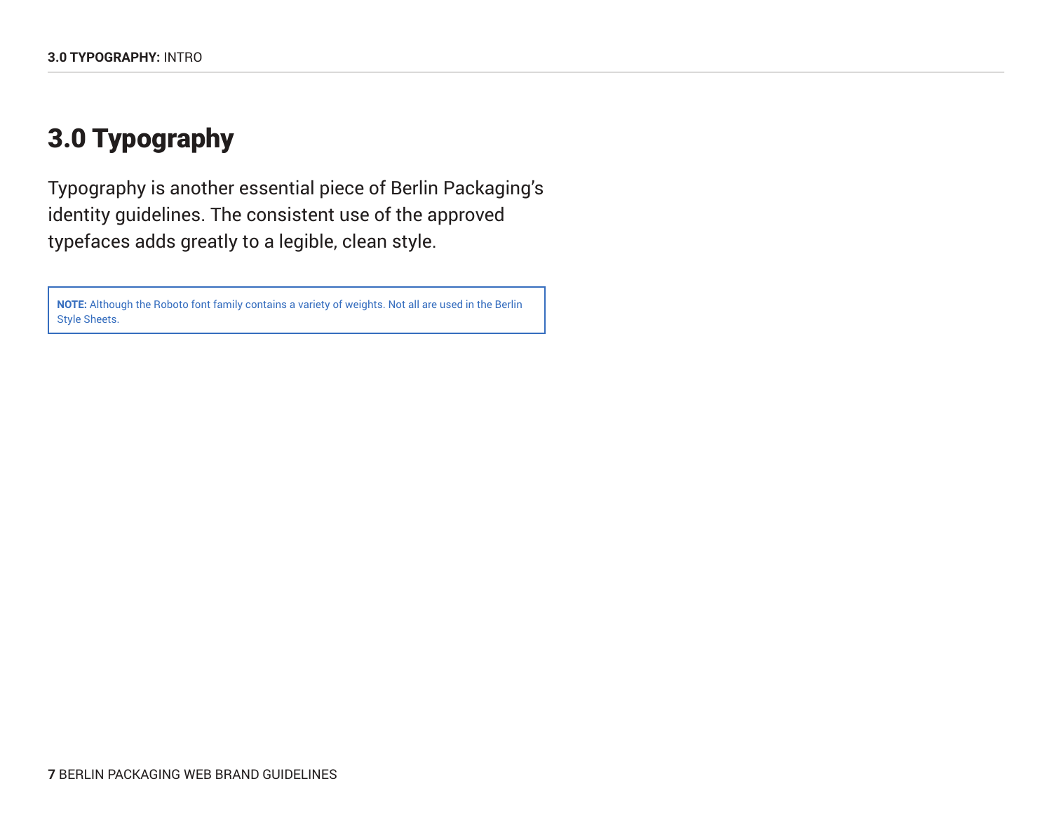# 3.0 Typography

Typography is another essential piece of Berlin Packaging's identity guidelines. The consistent use of the approved typefaces adds greatly to a legible, clean style.

**NOTE:** Although the Roboto font family contains a variety of weights. Not all are used in the Berlin Style Sheets.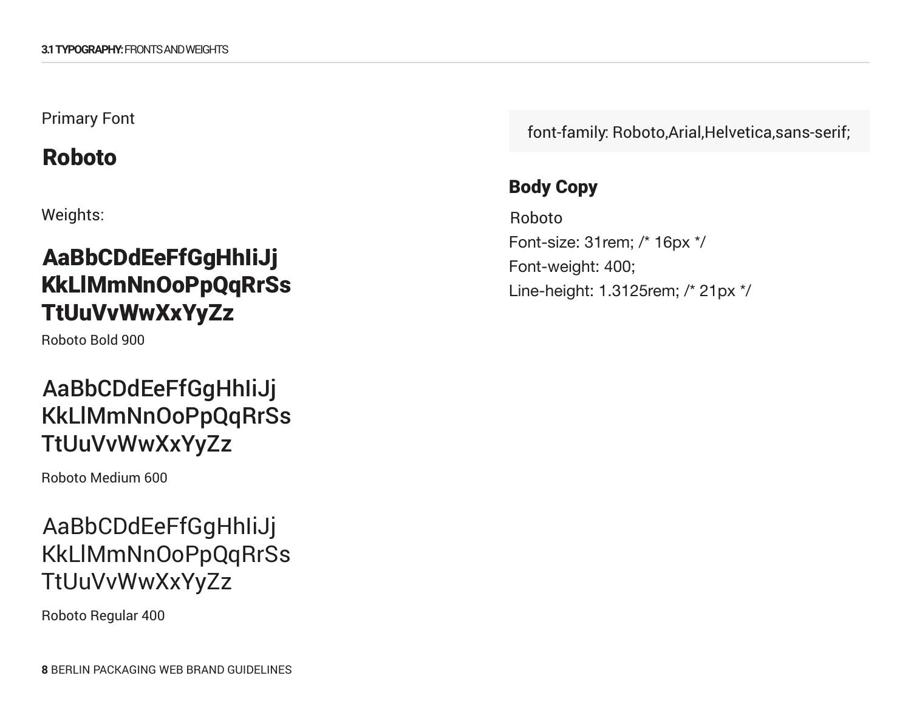## 3.1 TYPOGRAPHY: FRONTS AND WEIGHTS

Primary Font

### Roboto

Weights:

**AaBbCDdEeFfGgHhIiJj KkLlMmNnOoPpQqRrSs TtUuVvWwXxYyZz**

Roboto Bold 900

AaBbCDdEeFfGgHhIiJj KkLlMmNnOoPpQqRrSs TtUuVvWwXxYyZz

Roboto Medium 600

AaBbCDdEeFfGgHhIiJj KkLlMmNnOoPpQqRrSs TtUuVvWwXxYyZz

Roboto Regular 400

```
font-family: Roboto,Arial,Helvetica,sans-serif;
```

### Body Copy

Roboto
Font-size: 31rem; /* 16px */
Font-weight: 400;
Line-height: 1.3125rem; /* 21px */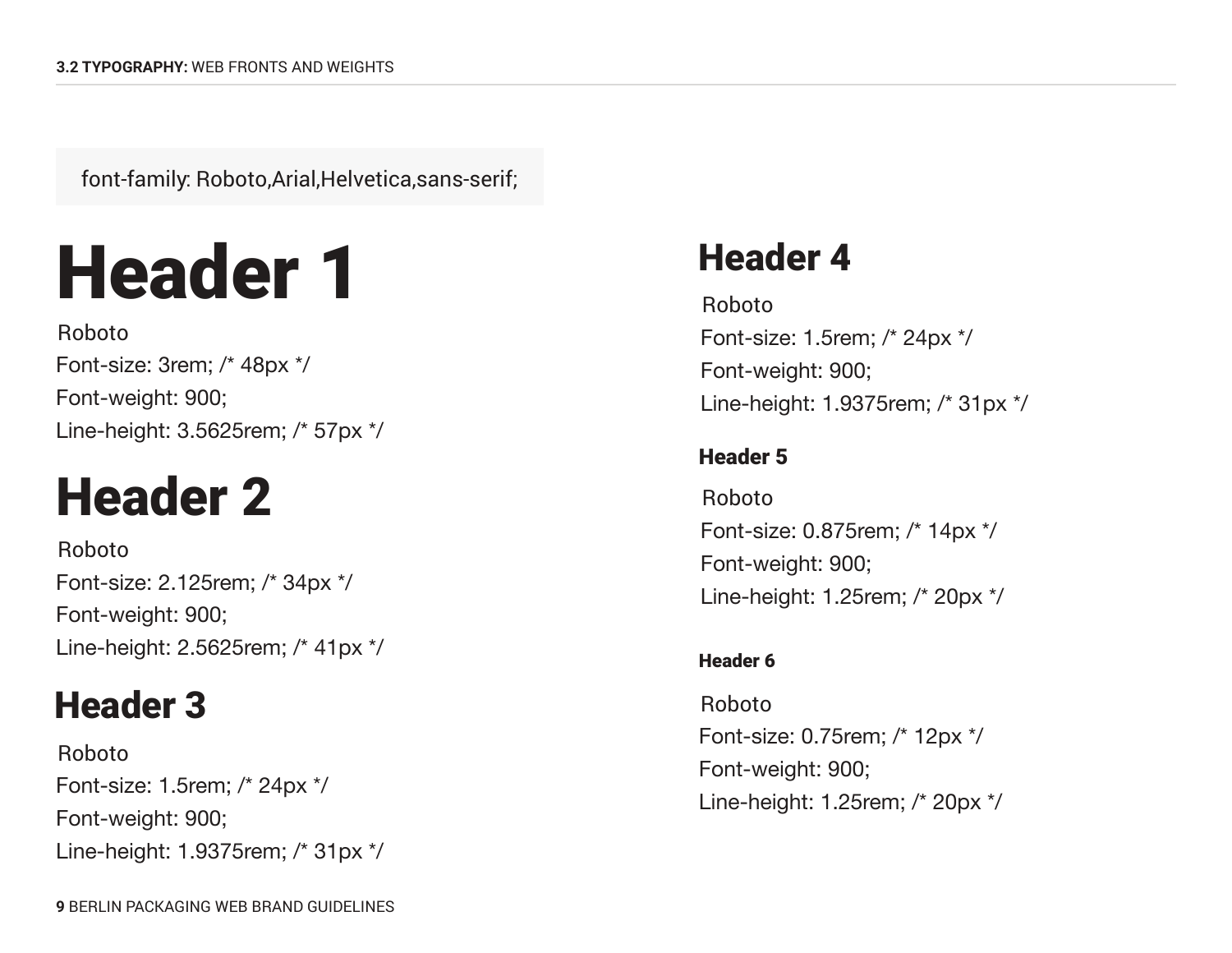## 3.2 TYPOGRAPHY: WEB FRONTS AND WEIGHTS

```
font-family: Roboto,Arial,Helvetica,sans-serif;
```

# Header 1

Roboto
Font-size: 3rem; /* 48px */
Font-weight: 900;
Line-height: 3.5625rem; /* 57px */

## Header 2

Roboto
Font-size: 2.125rem; /* 34px */
Font-weight: 900;
Line-height: 2.5625rem; /* 41px */

### Header 3

Roboto
Font-size: 1.5rem; /* 24px */
Font-weight: 900;
Line-height: 1.9375rem; /* 31px */

#### Header 4

Roboto
Font-size: 1.5rem; /* 24px */
Font-weight: 900;
Line-height: 1.9375rem; /* 31px */

##### Header 5

Roboto
Font-size: 0.875rem; /* 14px */
Font-weight: 900;
Line-height: 1.25rem; /* 20px */

###### Header 6

Roboto
Font-size: 0.75rem; /* 12px */
Font-weight: 900;
Line-height: 1.25rem; /* 20px */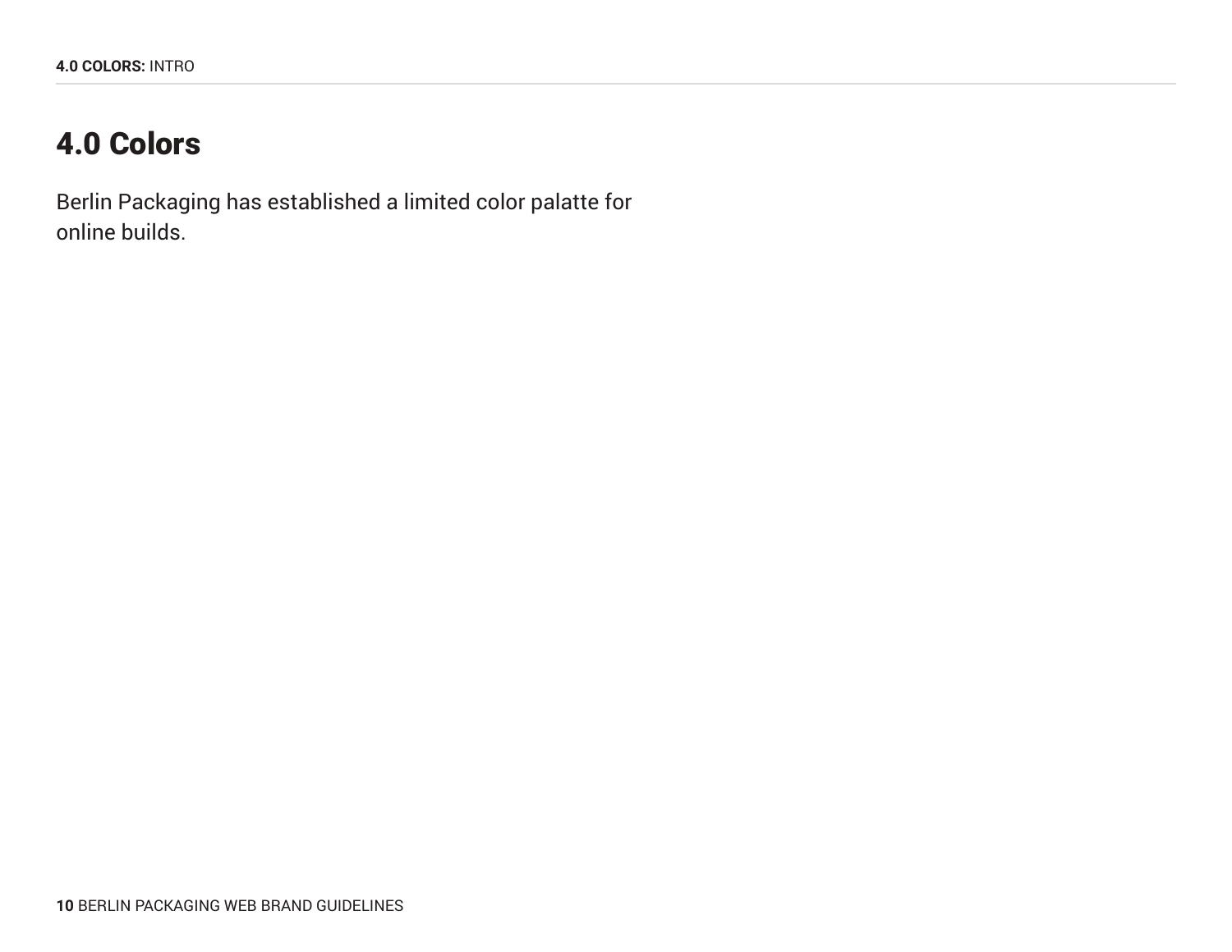# 4.0 Colors

Berlin Packaging has established a limited color palatte for online builds.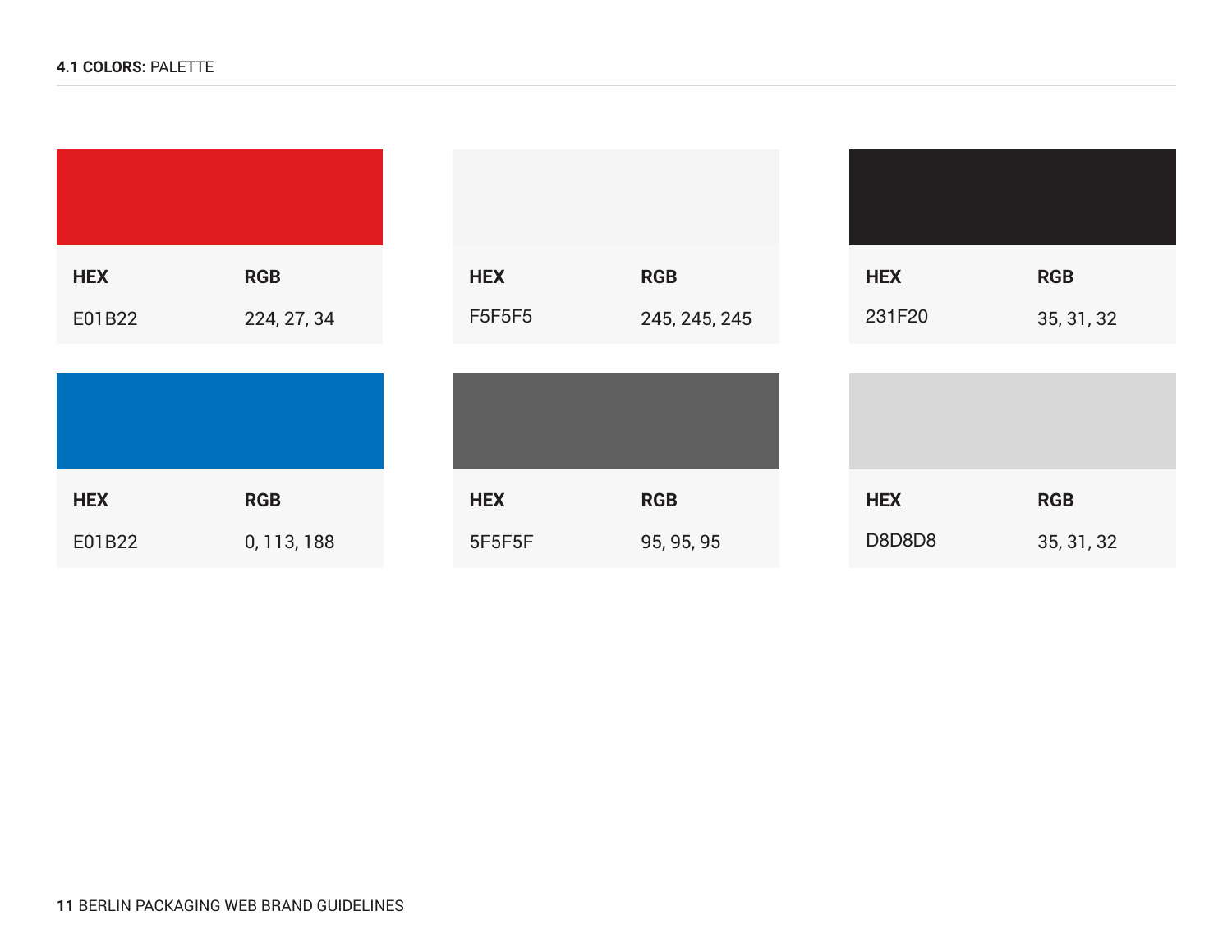## 4.1 COLORS: PALETTE

| HEX | RGB |
| --- | --- |
| E01B22 | 224, 27, 34 |

| HEX | RGB |
| --- | --- |
| F5F5F5 | 245, 245, 245 |

| HEX | RGB |
| --- | --- |
| 231F20 | 35, 31, 32 |

| HEX | RGB |
| --- | --- |
| E01B22 | 0, 113, 188 |

| HEX | RGB |
| --- | --- |
| 5F5F5F | 95, 95, 95 |

| HEX | RGB |
| --- | --- |
| D8D8D8 | 35, 31, 32 |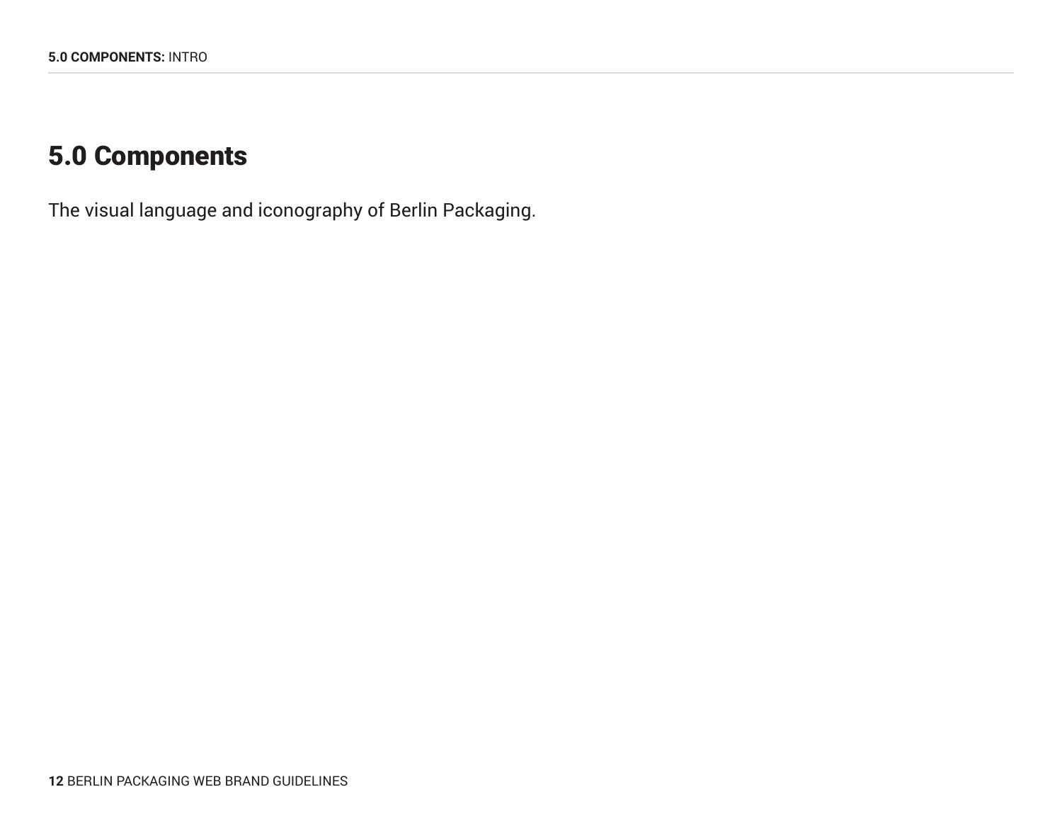# 5.0 Components

The visual language and iconography of Berlin Packaging.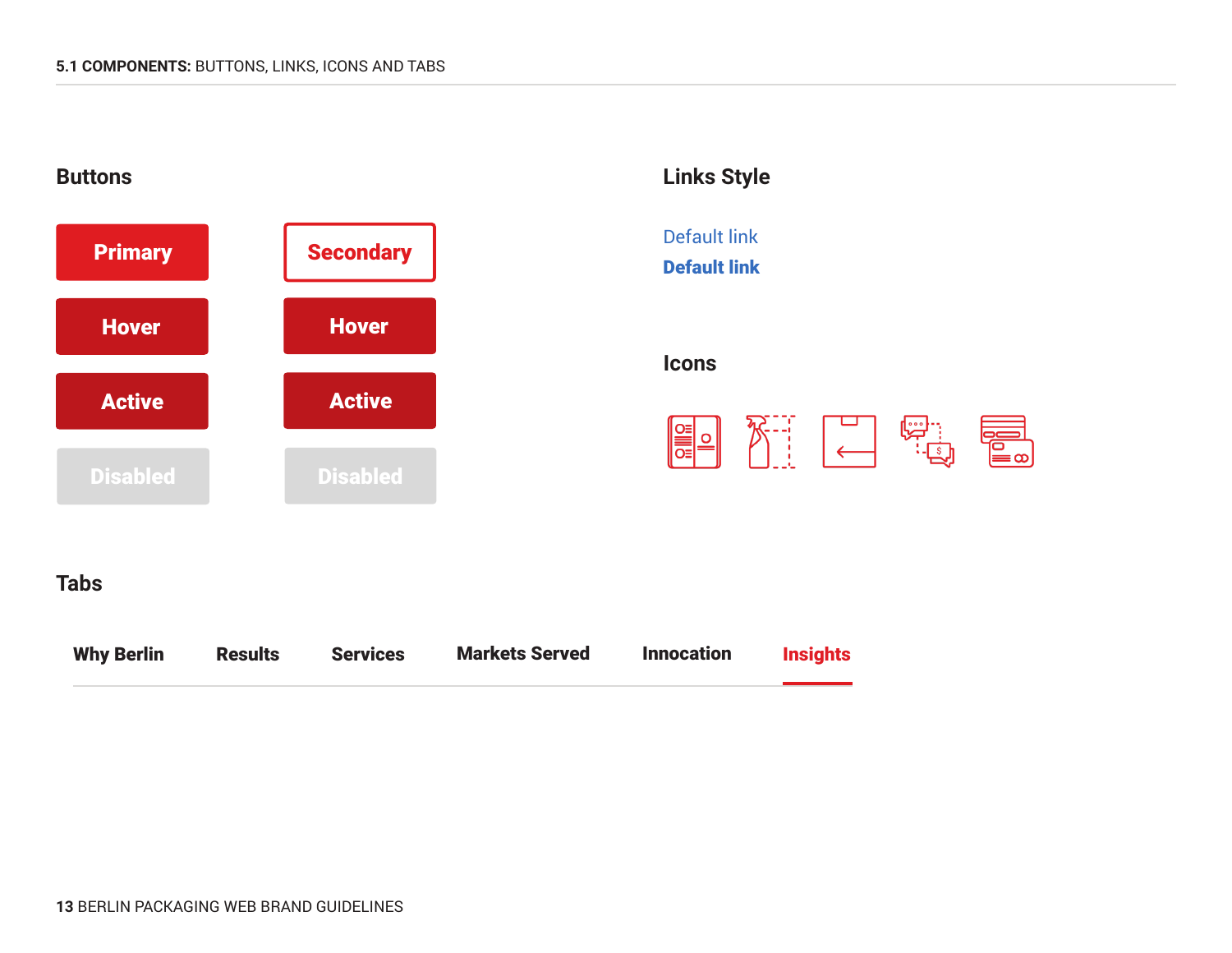## 5.1 COMPONENTS: BUTTONS, LINKS, ICONS AND TABS

### Buttons

Primary

Hover

Active

Disabled

Secondary

Hover

Active

Disabled

### Links Style

Default link

**Default link**

### Icons

### Tabs

Why Berlin

Results

Services

Markets Served

Innocation

Insights